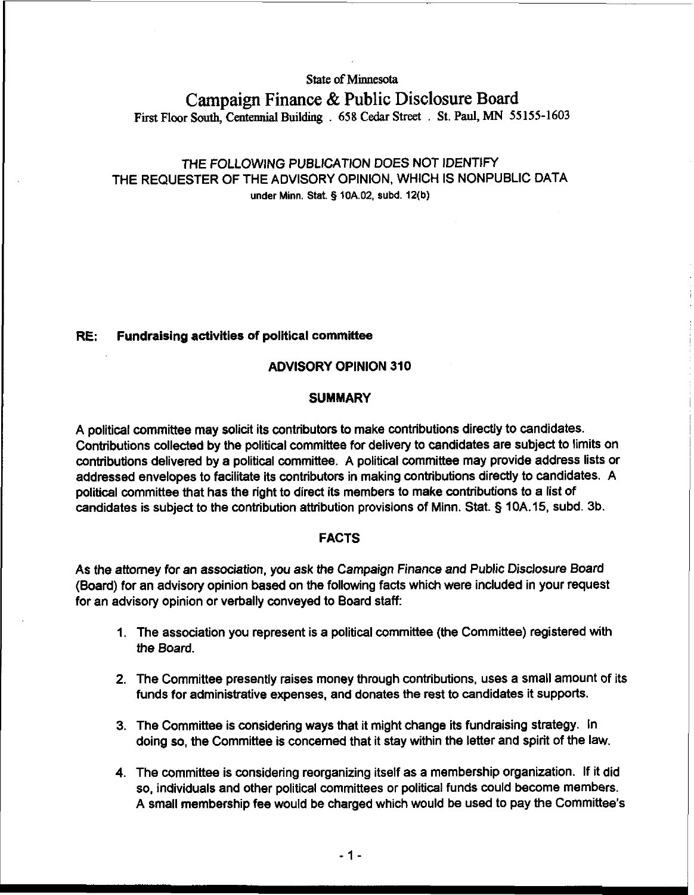State of Minnesota

# Campaign Finance & Public Disclosure Board

First Floor South, Centennial Building . 658 Cedar Street . St. Paul, MN 55155-1603

THE FOLLOWING PUBLICATION DOES NOT IDENTIFY THE REQUESTER OF THE ADVISORY OPINION, WHICH IS NONPUBLIC DATA under Minn. Stat. § 10A.02, subd. 12(b)

**RE: Fundraising activities of political committee**

## ADVISORY OPINION 310

## SUMMARY

A political committee may solicit its contributors to make contributions directly to candidates. Contributions collected by the political committee for delivery to candidates are subject to limits on contributions delivered by a political committee. A political committee may provide address lists or addressed envelopes to facilitate its contributors in making contributions directly to candidates. A political committee that has the right to direct its members to make contributions to a list of candidates is subject to the contribution attribution provisions of Minn. Stat. § 10A.15, subd. 3b.

## FACTS

As the attorney for an association, you ask the Campaign Finance and Public Disclosure Board (Board) for an advisory opinion based on the following facts which were included in your request for an advisory opinion or verbally conveyed to Board staff:

1. The association you represent is a political committee (the Committee) registered with the Board.

2. The Committee presently raises money through contributions, uses a small amount of its funds for administrative expenses, and donates the rest to candidates it supports.

3. The Committee is considering ways that it might change its fundraising strategy. In doing so, the Committee is concerned that it stay within the letter and spirit of the law.

4. The committee is considering reorganizing itself as a membership organization. If it did so, individuals and other political committees or political funds could become members. A small membership fee would be charged which would be used to pay the Committee's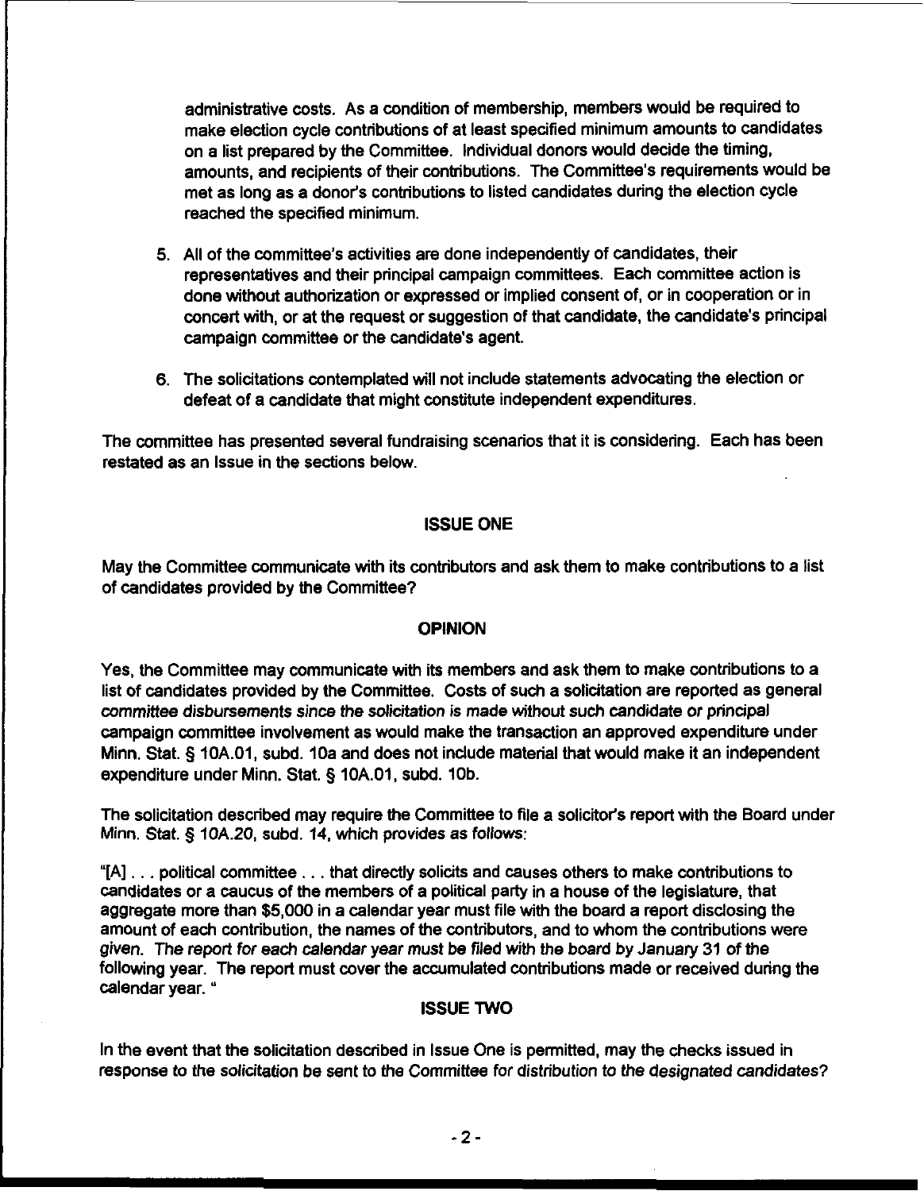administrative costs. As a condition of membership, members would be required to make election cycle contributions of at least specified minimum amounts to candidates on a list prepared by the Committee. Individual donors would decide the timing, amounts, and recipients of their contributions. The Committee's requirements would be met as long as a donor's contributions to listed candidates during the election cycle reached the specified minimum.

5. All of the committee's activities are done independently of candidates, their representatives and their principal campaign committees. Each committee action is done without authorization or expressed or implied consent of, or in cooperation or in concert with, or at the request or suggestion of that candidate, the candidate's principal campaign committee or the candidate's agent.

6. The solicitations contemplated will not include statements advocating the election or defeat of a candidate that might constitute independent expenditures.

The committee has presented several fundraising scenarios that it is considering. Each has been restated as an Issue in the sections below.

## ISSUE ONE

May the Committee communicate with its contributors and ask them to make contributions to a list of candidates provided by the Committee?

## OPINION

Yes, the Committee may communicate with its members and ask them to make contributions to a list of candidates provided by the Committee. Costs of such a solicitation are reported as general committee disbursements since the solicitation is made without such candidate or principal campaign committee involvement as would make the transaction an approved expenditure under Minn. Stat. § 10A.01, subd. 10a and does not include material that would make it an independent expenditure under Minn. Stat. § 10A.01, subd. 10b.

The solicitation described may require the Committee to file a solicitor's report with the Board under Minn. Stat. § 10A.20, subd. 14, which provides as follows:

"[A] . . . political committee . . . that directly solicits and causes others to make contributions to candidates or a caucus of the members of a political party in a house of the legislature, that aggregate more than $5,000 in a calendar year must file with the board a report disclosing the amount of each contribution, the names of the contributors, and to whom the contributions were given. The report for each calendar year must be filed with the board by January 31 of the following year. The report must cover the accumulated contributions made or received during the calendar year. "

## ISSUE TWO

In the event that the solicitation described in Issue One is permitted, may the checks issued in response to the solicitation be sent to the Committee for distribution to the designated candidates?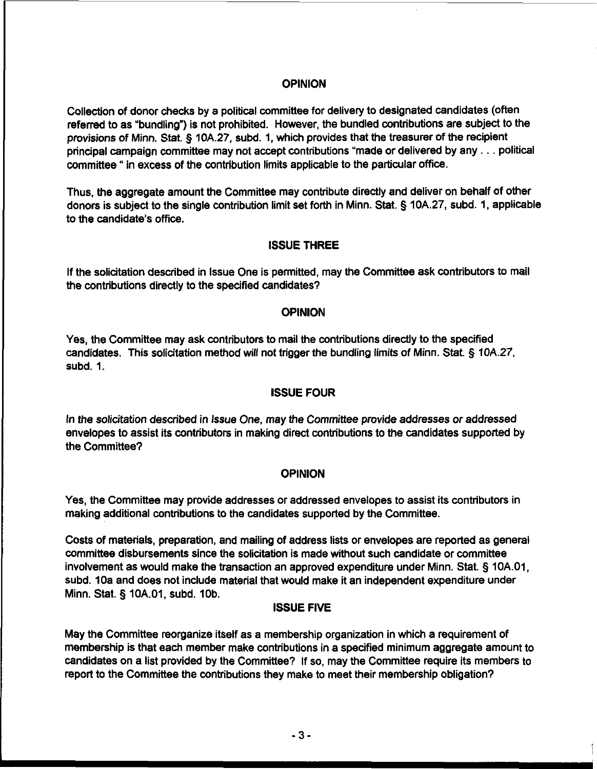## OPINION

Collection of donor checks by a political committee for delivery to designated candidates (often referred to as "bundling") is not prohibited. However, the bundled contributions are subject to the provisions of Minn. Stat. § 10A.27, subd. 1, which provides that the treasurer of the recipient principal campaign committee may not accept contributions "made or delivered by any . . . political committee " in excess of the contribution limits applicable to the particular office.

Thus, the aggregate amount the Committee may contribute directly and deliver on behalf of other donors is subject to the single contribution limit set forth in Minn. Stat. § 10A.27, subd. 1, applicable to the candidate's office.

## ISSUE THREE

If the solicitation described in Issue One is permitted, may the Committee ask contributors to mail the contributions directly to the specified candidates?

## OPINION

Yes, the Committee may ask contributors to mail the contributions directly to the specified candidates. This solicitation method will not trigger the bundling limits of Minn. Stat. § 10A.27, subd. 1.

## ISSUE FOUR

*In the solicitation described in Issue One, may the Committee provide addresses or addressed* envelopes to assist its contributors in making direct contributions to the candidates supported by the Committee?

## OPINION

Yes, the Committee may provide addresses or addressed envelopes to assist its contributors in making additional contributions to the candidates supported by the Committee.

Costs of materials, preparation, and mailing of address lists or envelopes are reported as general committee disbursements since the solicitation is made without such candidate or committee involvement as would make the transaction an approved expenditure under Minn. Stat. § 10A.01, subd. 10a and does not include material that would make it an independent expenditure under Minn. Stat. § 10A.01, subd. 10b.

## ISSUE FIVE

May the Committee reorganize itself as a membership organization in which a requirement of membership is that each member make contributions in a specified minimum aggregate amount to candidates on a list provided by the Committee? If so, may the Committee require its members to report to the Committee the contributions they make to meet their membership obligation?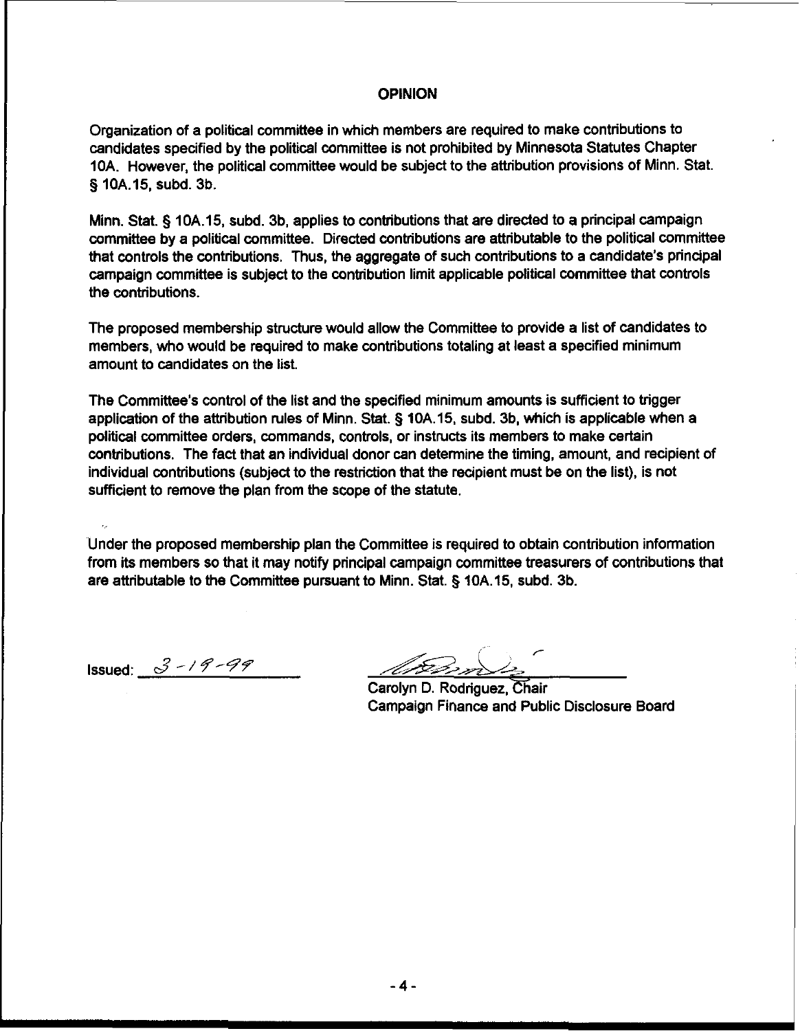## OPINION

Organization of a political committee in which members are required to make contributions to candidates specified by the political committee is not prohibited by Minnesota Statutes Chapter 10A. However, the political committee would be subject to the attribution provisions of Minn. Stat. § 10A.15, subd. 3b.

Minn. Stat. § 10A.15, subd. 3b, applies to contributions that are directed to a principal campaign committee by a political committee. Directed contributions are attributable to the political committee that controls the contributions. Thus, the aggregate of such contributions to a candidate's principal campaign committee is subject to the contribution limit applicable political committee that controls the contributions.

The proposed membership structure would allow the Committee to provide a list of candidates to members, who would be required to make contributions totaling at least a specified minimum amount to candidates on the list.

The Committee's control of the list and the specified minimum amounts is sufficient to trigger application of the attribution rules of Minn. Stat. § 10A.15, subd. 3b, which is applicable when a political committee orders, commands, controls, or instructs its members to make certain contributions. The fact that an individual donor can determine the timing, amount, and recipient of individual contributions (subject to the restriction that the recipient must be on the list), is not sufficient to remove the plan from the scope of the statute.

Under the proposed membership plan the Committee is required to obtain contribution information from its members so that it may notify principal campaign committee treasurers of contributions that are attributable to the Committee pursuant to Minn. Stat. § 10A.15, subd. 3b.

Issued: 3-19-99

Carolyn D. Rodriguez, Chair
Campaign Finance and Public Disclosure Board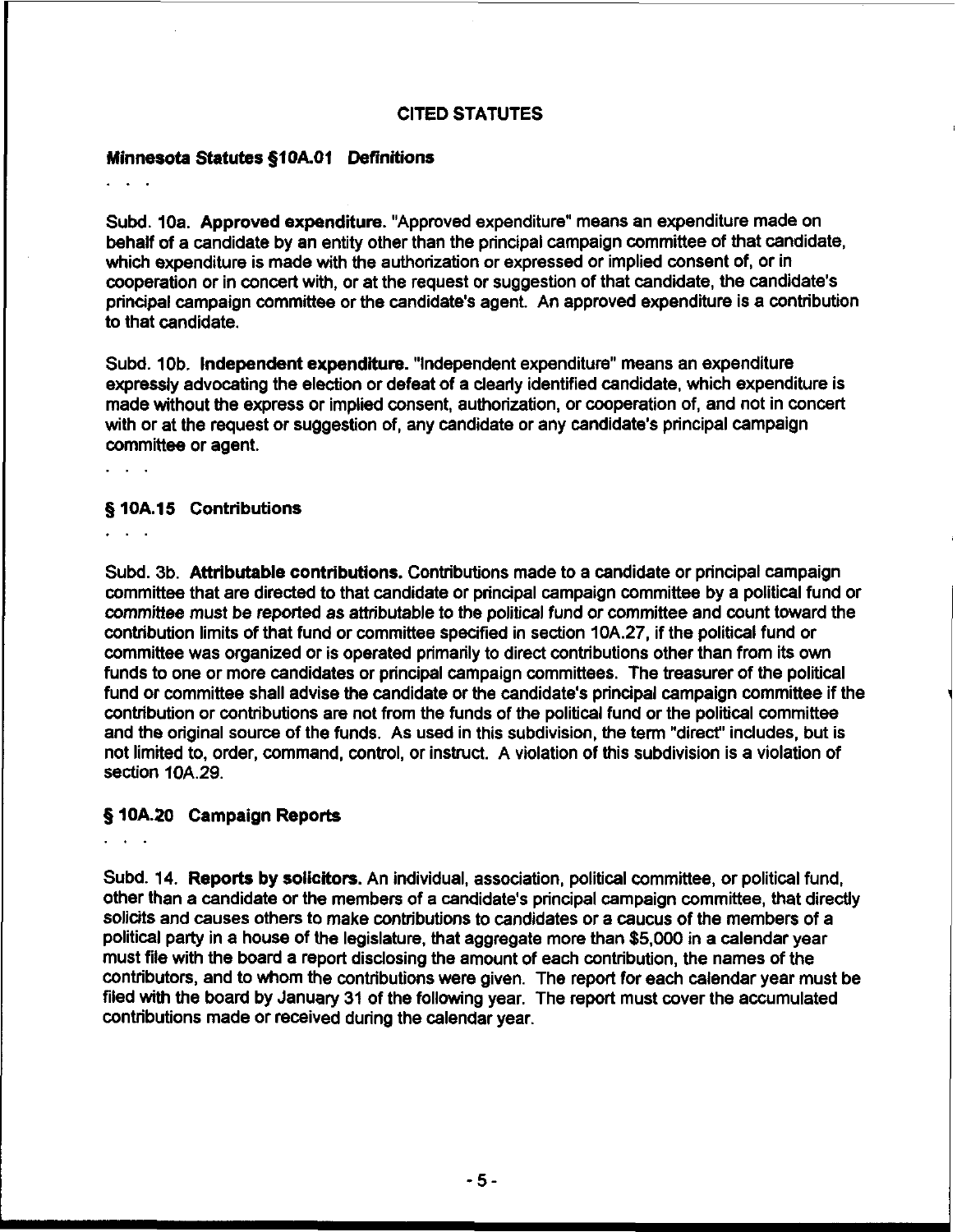## CITED STATUTES

### Minnesota Statutes §10A.01 Definitions

. . .

Subd. 10a. **Approved expenditure.** "Approved expenditure" means an expenditure made on behalf of a candidate by an entity other than the principal campaign committee of that candidate, which expenditure is made with the authorization or expressed or implied consent of, or in cooperation or in concert with, or at the request or suggestion of that candidate, the candidate's principal campaign committee or the candidate's agent. An approved expenditure is a contribution to that candidate.

Subd. 10b. **Independent expenditure.** "Independent expenditure" means an expenditure expressly advocating the election or defeat of a clearly identified candidate, which expenditure is made without the express or implied consent, authorization, or cooperation of, and not in concert with or at the request or suggestion of, any candidate or any candidate's principal campaign committee or agent.

. . .

### § 10A.15 Contributions

. . .

Subd. 3b. **Attributable contributions.** Contributions made to a candidate or principal campaign committee that are directed to that candidate or principal campaign committee by a political fund or committee must be reported as attributable to the political fund or committee and count toward the contribution limits of that fund or committee specified in section 10A.27, if the political fund or committee was organized or is operated primarily to direct contributions other than from its own funds to one or more candidates or principal campaign committees. The treasurer of the political fund or committee shall advise the candidate or the candidate's principal campaign committee if the contribution or contributions are not from the funds of the political fund or the political committee and the original source of the funds. As used in this subdivision, the term "direct" includes, but is not limited to, order, command, control, or instruct. A violation of this subdivision is a violation of section 10A.29.

### § 10A.20 Campaign Reports

. . .

Subd. 14. **Reports by solicitors.** An individual, association, political committee, or political fund, other than a candidate or the members of a candidate's principal campaign committee, that directly solicits and causes others to make contributions to candidates or a caucus of the members of a political party in a house of the legislature, that aggregate more than $5,000 in a calendar year must file with the board a report disclosing the amount of each contribution, the names of the contributors, and to whom the contributions were given. The report for each calendar year must be filed with the board by January 31 of the following year. The report must cover the accumulated contributions made or received during the calendar year.